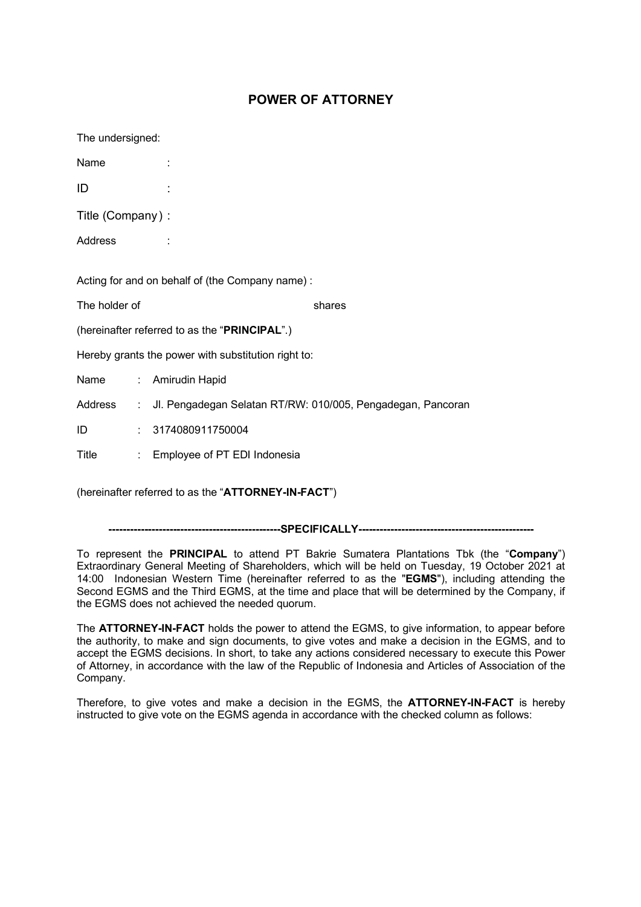# POWER OF ATTORNEY

The undersigned:

Name :

ID :

Title (Company) :

Address :

Acting for and on behalf of (the Company name) :

The holder of shares

(hereinafter referred to as the "**PRINCIPAL**".)

Hereby grants the power with substitution right to:

Name : Amirudin Hapid

Address : Jl. Pengadegan Selatan RT/RW: 010/005, Pengadegan, Pancoran

ID : 3174080911750004

Title : Employee of PT EDI Indonesia

(hereinafter referred to as the "**ATTORNEY-IN-FACT**")

**-----------------------------------------------SPECIFICALLY------------------------------------------------**

To represent the **PRINCIPAL** to attend PT Bakrie Sumatera Plantations Tbk (the "**Company**") Extraordinary General Meeting of Shareholders, which will be held on Tuesday, 19 October 2021 at 14:00 Indonesian Western Time (hereinafter referred to as the "**EGMS**"), including attending the Second EGMS and the Third EGMS, at the time and place that will be determined by the Company, if the EGMS does not achieved the needed quorum.

The **ATTORNEY-IN-FACT** holds the power to attend the EGMS, to give information, to appear before the authority, to make and sign documents, to give votes and make a decision in the EGMS, and to accept the EGMS decisions. In short, to take any actions considered necessary to execute this Power of Attorney, in accordance with the law of the Republic of Indonesia and Articles of Association of the Company.

Therefore, to give votes and make a decision in the EGMS, the **ATTORNEY-IN-FACT** is hereby instructed to give vote on the EGMS agenda in accordance with the checked column as follows: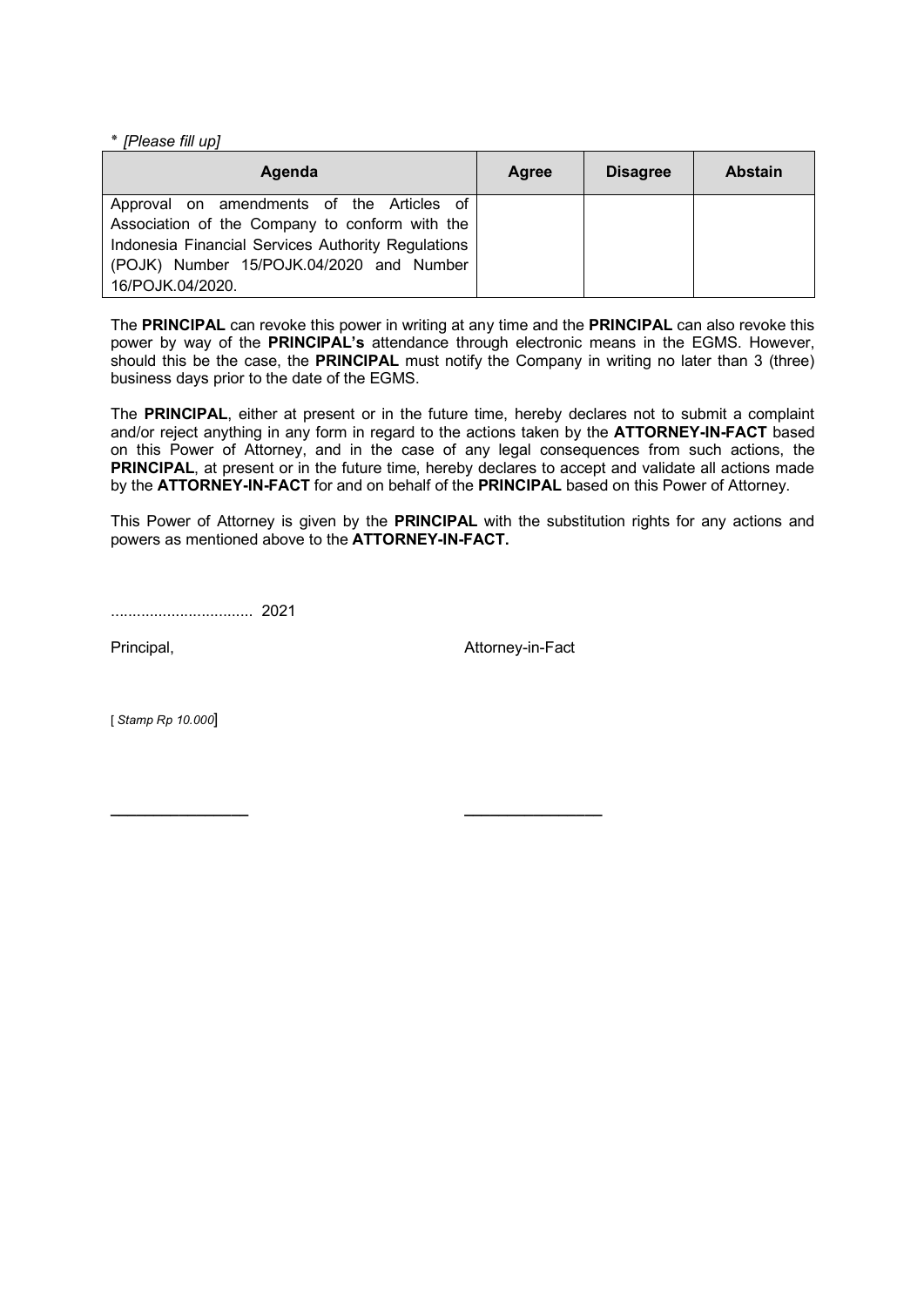*\* [Please fill up]*

| Agenda | Agree | Disagree | Abstain |
|---|---|---|---|
| Approval on amendments of the Articles of Association of the Company to conform with the Indonesia Financial Services Authority Regulations (POJK) Number 15/POJK.04/2020 and Number 16/POJK.04/2020. | | | |

The **PRINCIPAL** can revoke this power in writing at any time and the **PRINCIPAL** can also revoke this power by way of the **PRINCIPAL's** attendance through electronic means in the EGMS. However, should this be the case, the **PRINCIPAL** must notify the Company in writing no later than 3 (three) business days prior to the date of the EGMS.

The **PRINCIPAL**, either at present or in the future time, hereby declares not to submit a complaint and/or reject anything in any form in regard to the actions taken by the **ATTORNEY-IN-FACT** based on this Power of Attorney, and in the case of any legal consequences from such actions, the **PRINCIPAL**, at present or in the future time, hereby declares to accept and validate all actions made by the **ATTORNEY-IN-FACT** for and on behalf of the **PRINCIPAL** based on this Power of Attorney.

This Power of Attorney is given by the **PRINCIPAL** with the substitution rights for any actions and powers as mentioned above to the **ATTORNEY-IN-FACT.**

................................ 2021

Principal,

Attorney-in-Fact

[ *Stamp Rp 10.000*]

________________

________________